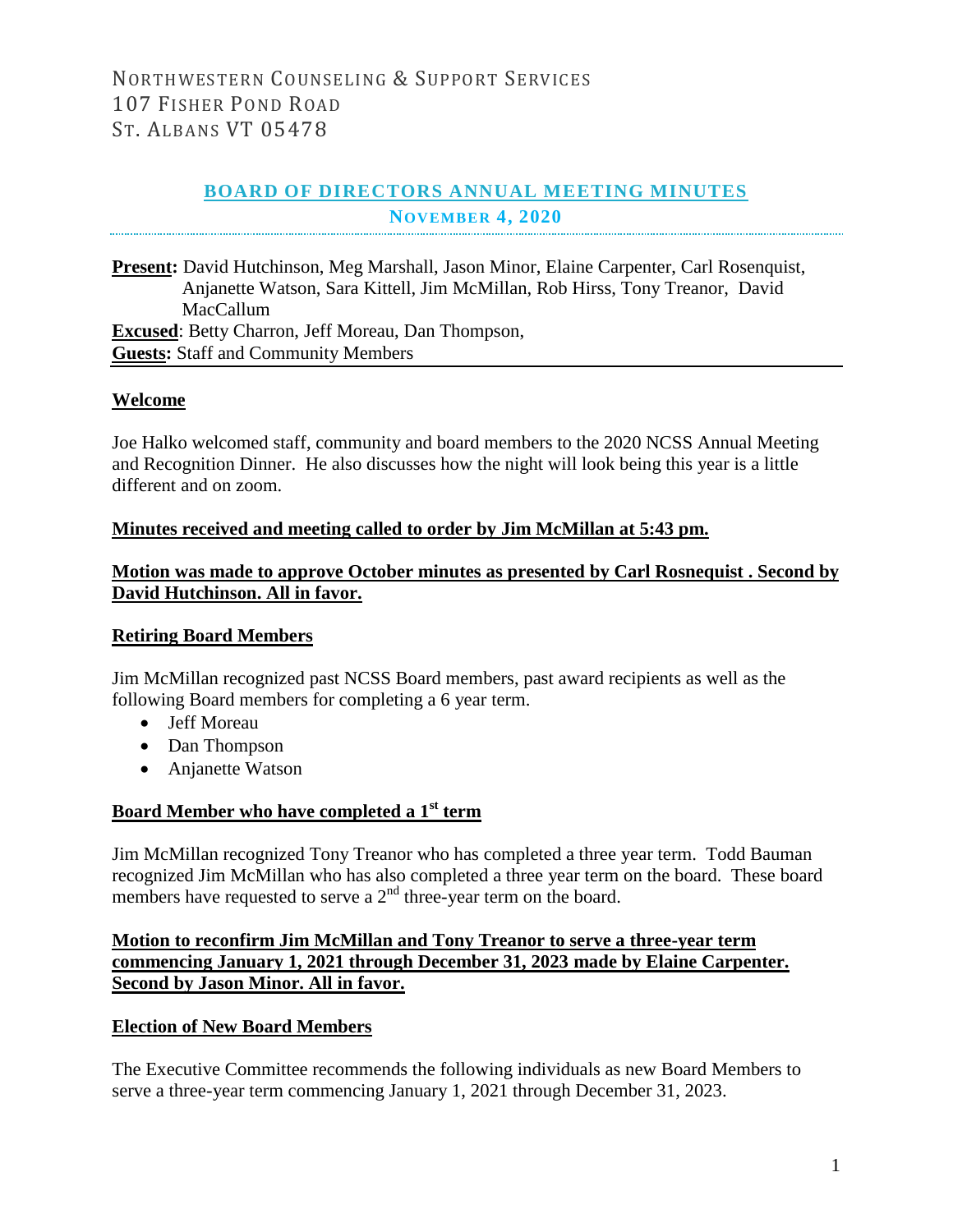NORTHWESTERN COUNSELING & SUPPORT SERVICES
107 FISHER POND ROAD
ST. ALBANS VT 05478

# BOARD OF DIRECTORS ANNUAL MEETING MINUTES

## NOVEMBER 4, 2020

**Present:** David Hutchinson, Meg Marshall, Jason Minor, Elaine Carpenter, Carl Rosenquist, Anjanette Watson, Sara Kittell, Jim McMillan, Rob Hirss, Tony Treanor, David MacCallum
**Excused**: Betty Charron, Jeff Moreau, Dan Thompson,
**Guests:** Staff and Community Members

---

**Welcome**

Joe Halko welcomed staff, community and board members to the 2020 NCSS Annual Meeting and Recognition Dinner. He also discusses how the night will look being this year is a little different and on zoom.

**Minutes received and meeting called to order by Jim McMillan at 5:43 pm.**

**Motion was made to approve October minutes as presented by Carl Rosnequist . Second by David Hutchinson. All in favor.**

**Retiring Board Members**

Jim McMillan recognized past NCSS Board members, past award recipients as well as the following Board members for completing a 6 year term.

- Jeff Moreau
- Dan Thompson
- Anjanette Watson

**Board Member who have completed a 1st term**

Jim McMillan recognized Tony Treanor who has completed a three year term. Todd Bauman recognized Jim McMillan who has also completed a three year term on the board. These board members have requested to serve a 2nd three-year term on the board.

**Motion to reconfirm Jim McMillan and Tony Treanor to serve a three-year term commencing January 1, 2021 through December 31, 2023 made by Elaine Carpenter. Second by Jason Minor. All in favor.**

**Election of New Board Members**

The Executive Committee recommends the following individuals as new Board Members to serve a three-year term commencing January 1, 2021 through December 31, 2023.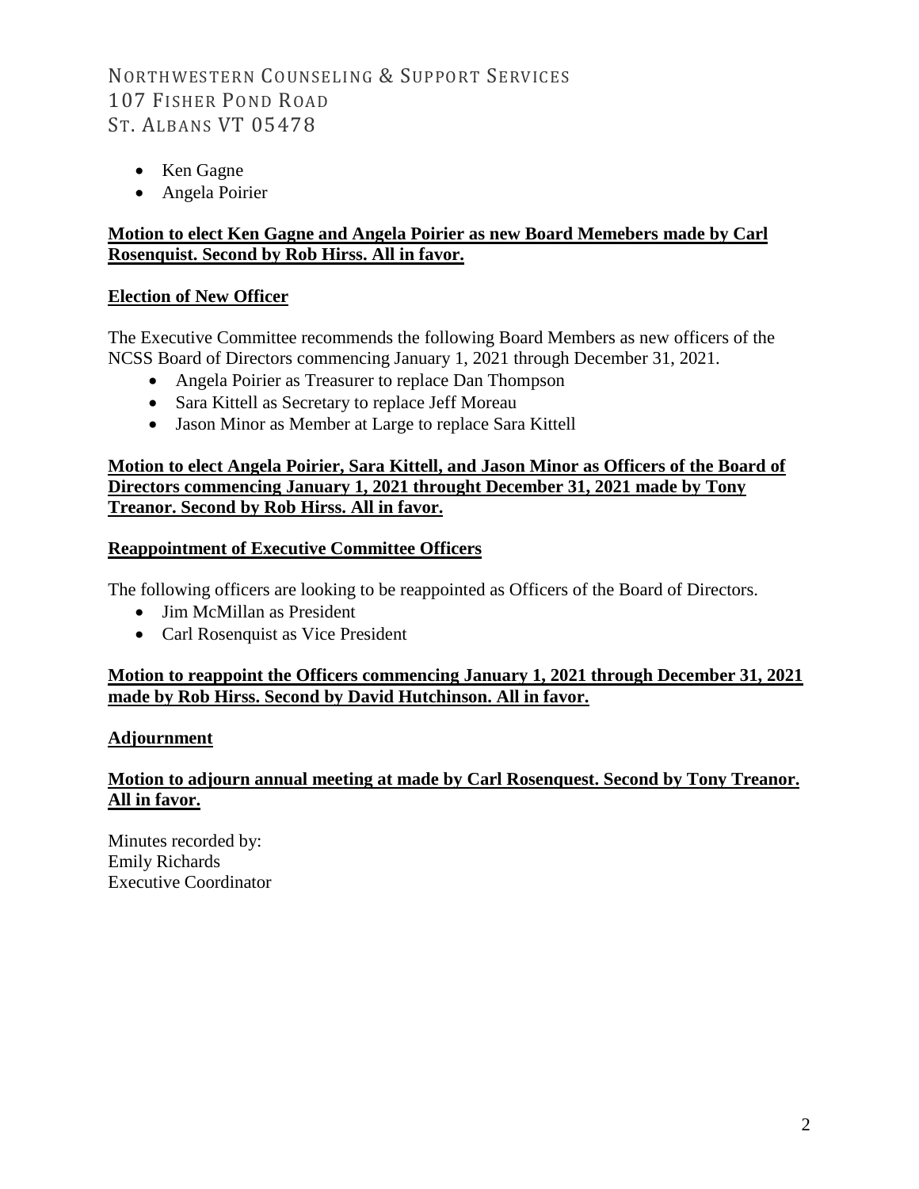- Ken Gagne
- Angela Poirier

**Motion to elect Ken Gagne and Angela Poirier as new Board Memebers made by Carl Rosenquist. Second by Rob Hirss. All in favor.**

**Election of New Officer**

The Executive Committee recommends the following Board Members as new officers of the NCSS Board of Directors commencing January 1, 2021 through December 31, 2021.

- Angela Poirier as Treasurer to replace Dan Thompson
- Sara Kittell as Secretary to replace Jeff Moreau
- Jason Minor as Member at Large to replace Sara Kittell

**Motion to elect Angela Poirier, Sara Kittell, and Jason Minor as Officers of the Board of Directors commencing January 1, 2021 throught December 31, 2021 made by Tony Treanor. Second by Rob Hirss. All in favor.**

**Reappointment of Executive Committee Officers**

The following officers are looking to be reappointed as Officers of the Board of Directors.

- Jim McMillan as President
- Carl Rosenquist as Vice President

**Motion to reappoint the Officers commencing January 1, 2021 through December 31, 2021 made by Rob Hirss. Second by David Hutchinson. All in favor.**

**Adjournment**

**Motion to adjourn annual meeting at made by Carl Rosenquest. Second by Tony Treanor. All in favor.**

Minutes recorded by:
Emily Richards
Executive Coordinator